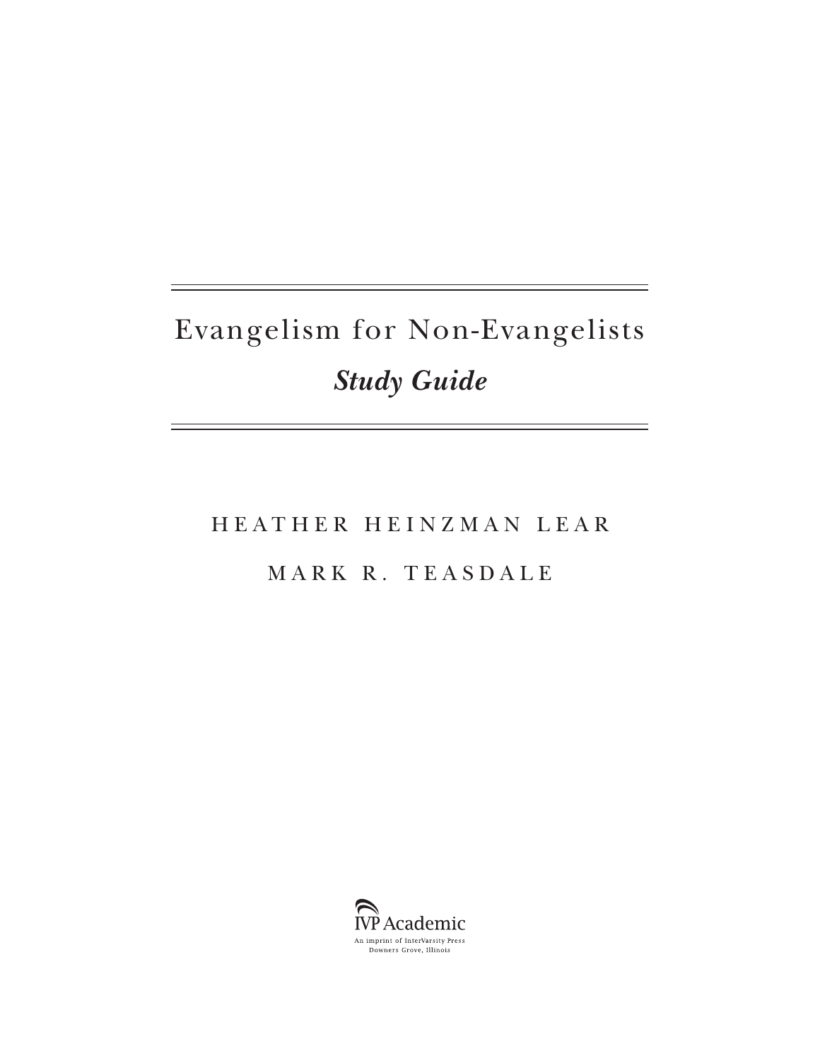# Evangelism for Non-Evangelists

## *Study Guide*

HEATHER HEINZMAN LEAR

MARK R. TEASDALE

IVP Academic

An imprint of InterVarsity Press
Downers Grove, Illinois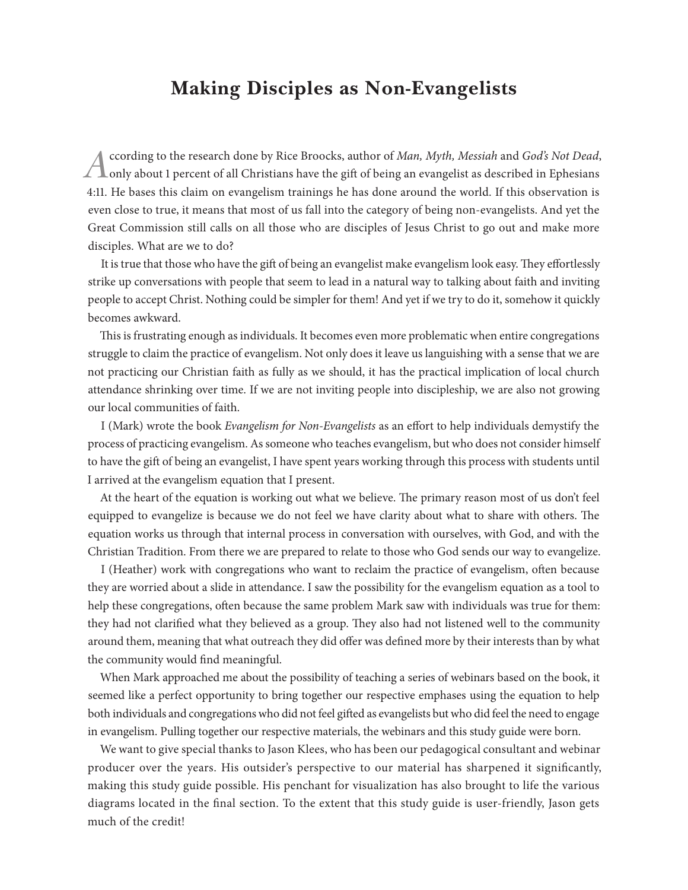# Making Disciples as Non-Evangelists

According to the research done by Rice Broocks, author of *Man, Myth, Messiah* and *God's Not Dead*, only about 1 percent of all Christians have the gift of being an evangelist as described in Ephesians 4:11. He bases this claim on evangelism trainings he has done around the world. If this observation is even close to true, it means that most of us fall into the category of being non-evangelists. And yet the Great Commission still calls on all those who are disciples of Jesus Christ to go out and make more disciples. What are we to do?

It is true that those who have the gift of being an evangelist make evangelism look easy. They effortlessly strike up conversations with people that seem to lead in a natural way to talking about faith and inviting people to accept Christ. Nothing could be simpler for them! And yet if we try to do it, somehow it quickly becomes awkward.

This is frustrating enough as individuals. It becomes even more problematic when entire congregations struggle to claim the practice of evangelism. Not only does it leave us languishing with a sense that we are not practicing our Christian faith as fully as we should, it has the practical implication of local church attendance shrinking over time. If we are not inviting people into discipleship, we are also not growing our local communities of faith.

I (Mark) wrote the book *Evangelism for Non-Evangelists* as an effort to help individuals demystify the process of practicing evangelism. As someone who teaches evangelism, but who does not consider himself to have the gift of being an evangelist, I have spent years working through this process with students until I arrived at the evangelism equation that I present.

At the heart of the equation is working out what we believe. The primary reason most of us don't feel equipped to evangelize is because we do not feel we have clarity about what to share with others. The equation works us through that internal process in conversation with ourselves, with God, and with the Christian Tradition. From there we are prepared to relate to those who God sends our way to evangelize.

I (Heather) work with congregations who want to reclaim the practice of evangelism, often because they are worried about a slide in attendance. I saw the possibility for the evangelism equation as a tool to help these congregations, often because the same problem Mark saw with individuals was true for them: they had not clarified what they believed as a group. They also had not listened well to the community around them, meaning that what outreach they did offer was defined more by their interests than by what the community would find meaningful.

When Mark approached me about the possibility of teaching a series of webinars based on the book, it seemed like a perfect opportunity to bring together our respective emphases using the equation to help both individuals and congregations who did not feel gifted as evangelists but who did feel the need to engage in evangelism. Pulling together our respective materials, the webinars and this study guide were born.

We want to give special thanks to Jason Klees, who has been our pedagogical consultant and webinar producer over the years. His outsider's perspective to our material has sharpened it significantly, making this study guide possible. His penchant for visualization has also brought to life the various diagrams located in the final section. To the extent that this study guide is user-friendly, Jason gets much of the credit!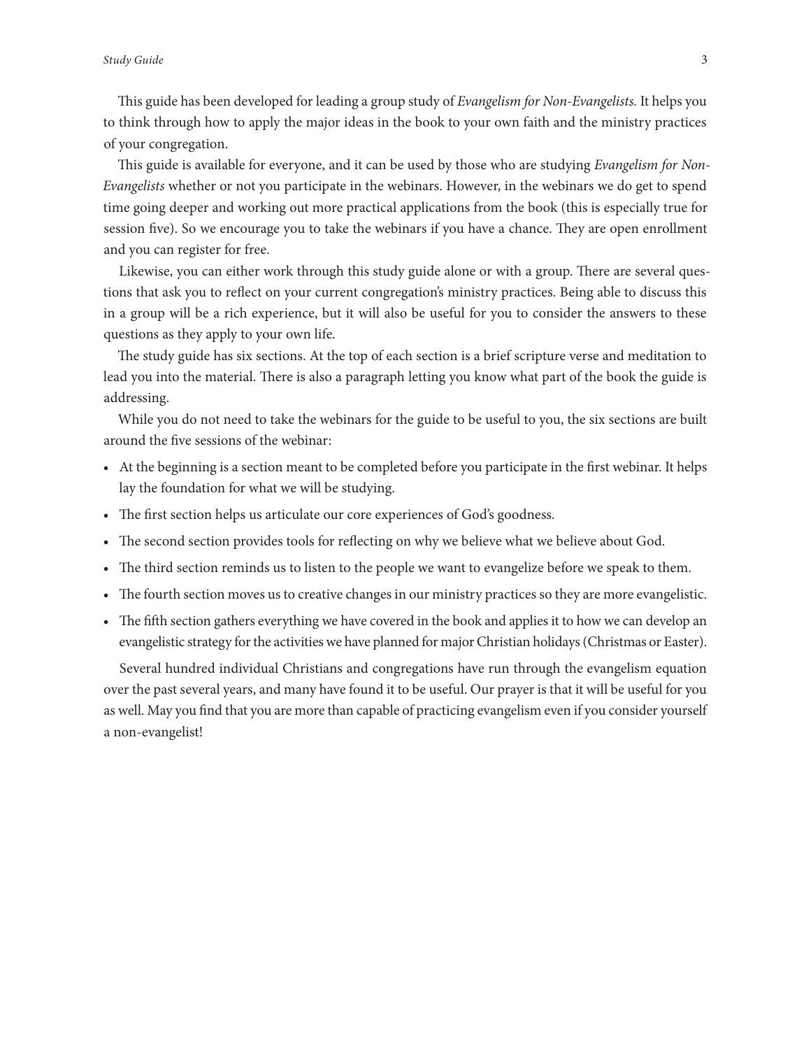This guide has been developed for leading a group study of *Evangelism for Non-Evangelists.* It helps you to think through how to apply the major ideas in the book to your own faith and the ministry practices of your congregation.

This guide is available for everyone, and it can be used by those who are studying *Evangelism for Non-Evangelists* whether or not you participate in the webinars. However, in the webinars we do get to spend time going deeper and working out more practical applications from the book (this is especially true for session five). So we encourage you to take the webinars if you have a chance. They are open enrollment and you can register for free.

Likewise, you can either work through this study guide alone or with a group. There are several questions that ask you to reflect on your current congregation's ministry practices. Being able to discuss this in a group will be a rich experience, but it will also be useful for you to consider the answers to these questions as they apply to your own life.

The study guide has six sections. At the top of each section is a brief scripture verse and meditation to lead you into the material. There is also a paragraph letting you know what part of the book the guide is addressing.

While you do not need to take the webinars for the guide to be useful to you, the six sections are built around the five sessions of the webinar:

- At the beginning is a section meant to be completed before you participate in the first webinar. It helps lay the foundation for what we will be studying.
- The first section helps us articulate our core experiences of God's goodness.
- The second section provides tools for reflecting on why we believe what we believe about God.
- The third section reminds us to listen to the people we want to evangelize before we speak to them.
- The fourth section moves us to creative changes in our ministry practices so they are more evangelistic.
- The fifth section gathers everything we have covered in the book and applies it to how we can develop an evangelistic strategy for the activities we have planned for major Christian holidays (Christmas or Easter).

Several hundred individual Christians and congregations have run through the evangelism equation over the past several years, and many have found it to be useful. Our prayer is that it will be useful for you as well. May you find that you are more than capable of practicing evangelism even if you consider yourself a non-evangelist!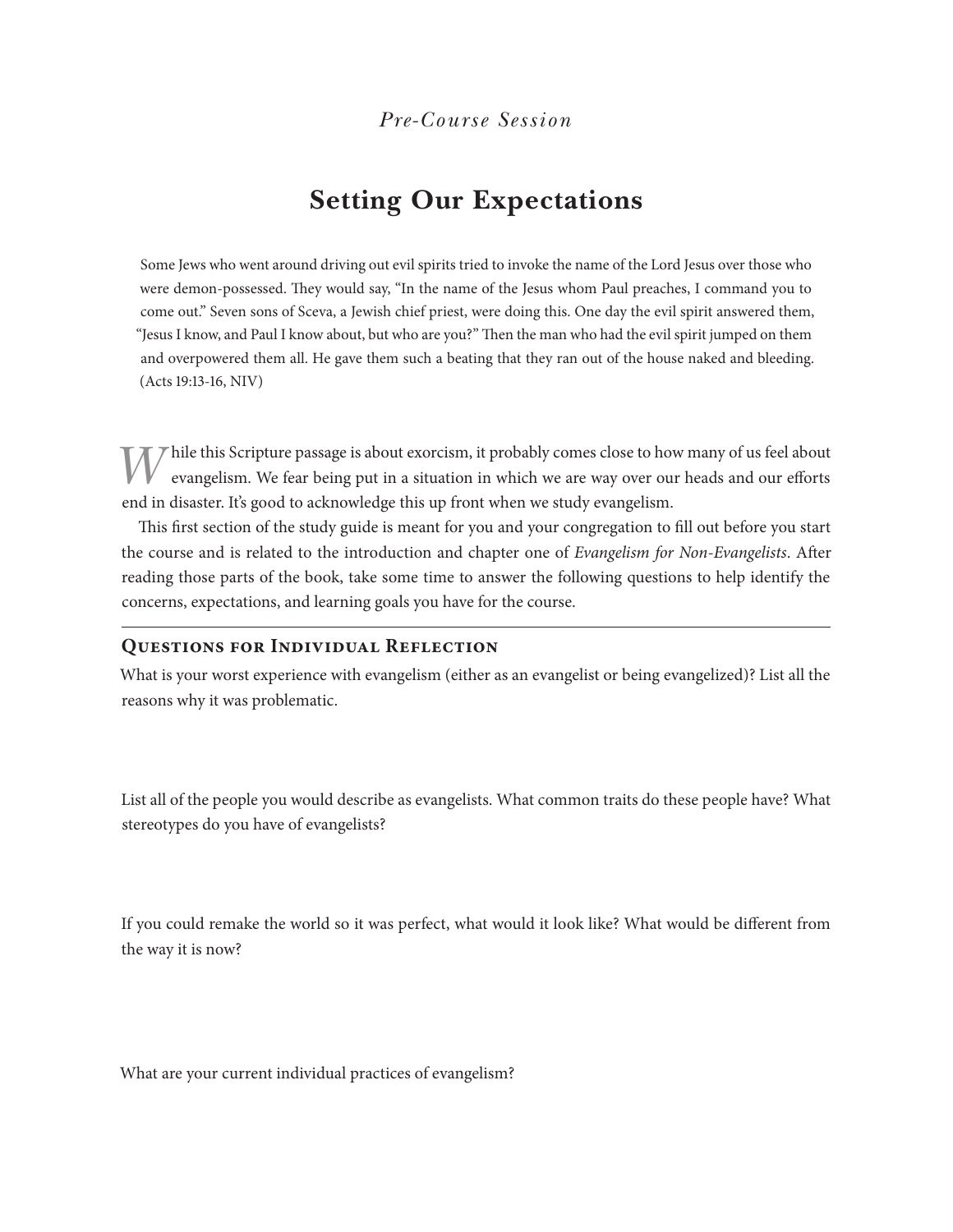*Pre-Course Session*

# Setting Our Expectations

> Some Jews who went around driving out evil spirits tried to invoke the name of the Lord Jesus over those who were demon-possessed. They would say, "In the name of the Jesus whom Paul preaches, I command you to come out." Seven sons of Sceva, a Jewish chief priest, were doing this. One day the evil spirit answered them, "Jesus I know, and Paul I know about, but who are you?" Then the man who had the evil spirit jumped on them and overpowered them all. He gave them such a beating that they ran out of the house naked and bleeding. (Acts 19:13-16, NIV)

While this Scripture passage is about exorcism, it probably comes close to how many of us feel about evangelism. We fear being put in a situation in which we are way over our heads and our efforts end in disaster. It's good to acknowledge this up front when we study evangelism.

This first section of the study guide is meant for you and your congregation to fill out before you start the course and is related to the introduction and chapter one of *Evangelism for Non-Evangelists*. After reading those parts of the book, take some time to answer the following questions to help identify the concerns, expectations, and learning goals you have for the course.

---

## Questions for Individual Reflection

What is your worst experience with evangelism (either as an evangelist or being evangelized)? List all the reasons why it was problematic.

List all of the people you would describe as evangelists. What common traits do these people have? What stereotypes do you have of evangelists?

If you could remake the world so it was perfect, what would it look like? What would be different from the way it is now?

What are your current individual practices of evangelism?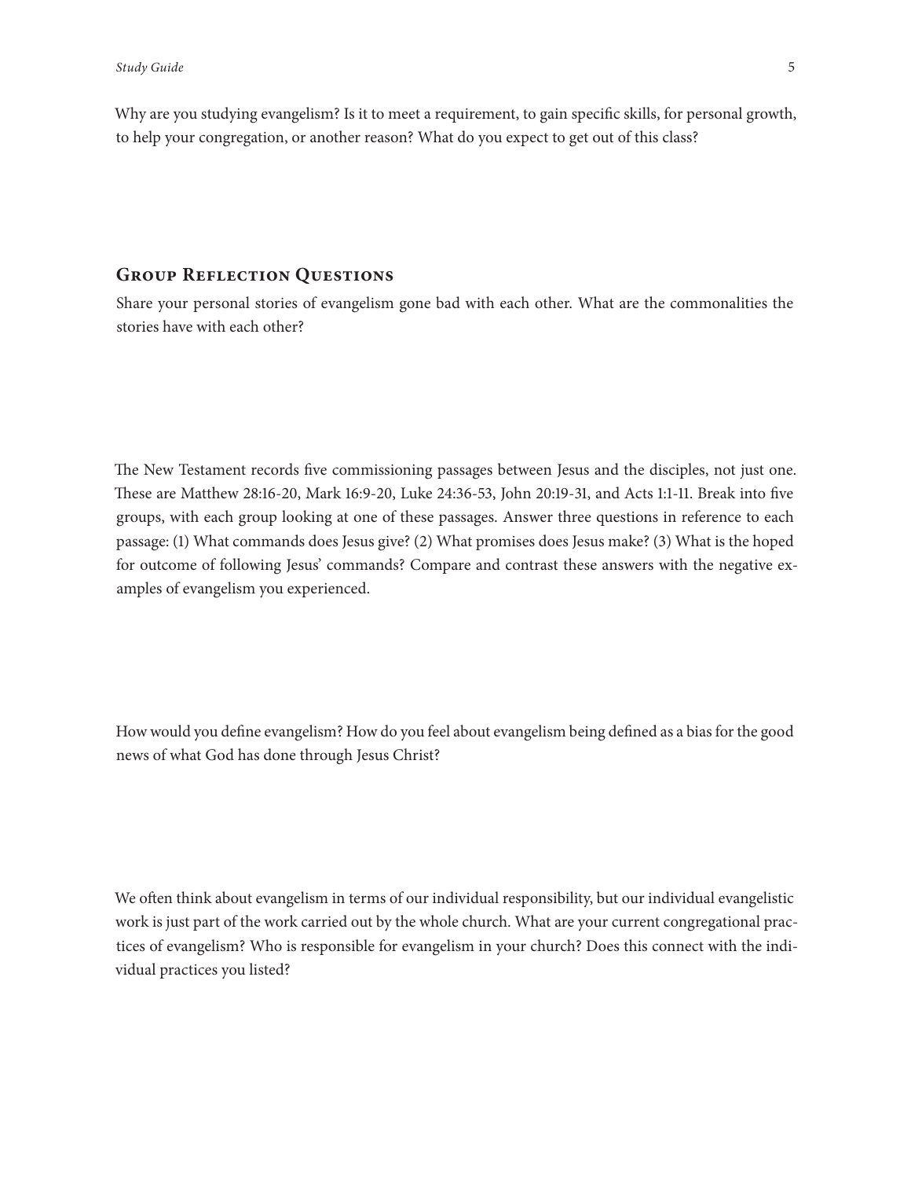Why are you studying evangelism? Is it to meet a requirement, to gain specific skills, for personal growth, to help your congregation, or another reason? What do you expect to get out of this class?

## Group Reflection Questions

Share your personal stories of evangelism gone bad with each other. What are the commonalities the stories have with each other?

The New Testament records five commissioning passages between Jesus and the disciples, not just one. These are Matthew 28:16-20, Mark 16:9-20, Luke 24:36-53, John 20:19-31, and Acts 1:1-11. Break into five groups, with each group looking at one of these passages. Answer three questions in reference to each passage: (1) What commands does Jesus give? (2) What promises does Jesus make? (3) What is the hoped for outcome of following Jesus' commands? Compare and contrast these answers with the negative examples of evangelism you experienced.

How would you define evangelism? How do you feel about evangelism being defined as a bias for the good news of what God has done through Jesus Christ?

We often think about evangelism in terms of our individual responsibility, but our individual evangelistic work is just part of the work carried out by the whole church. What are your current congregational practices of evangelism? Who is responsible for evangelism in your church? Does this connect with the individual practices you listed?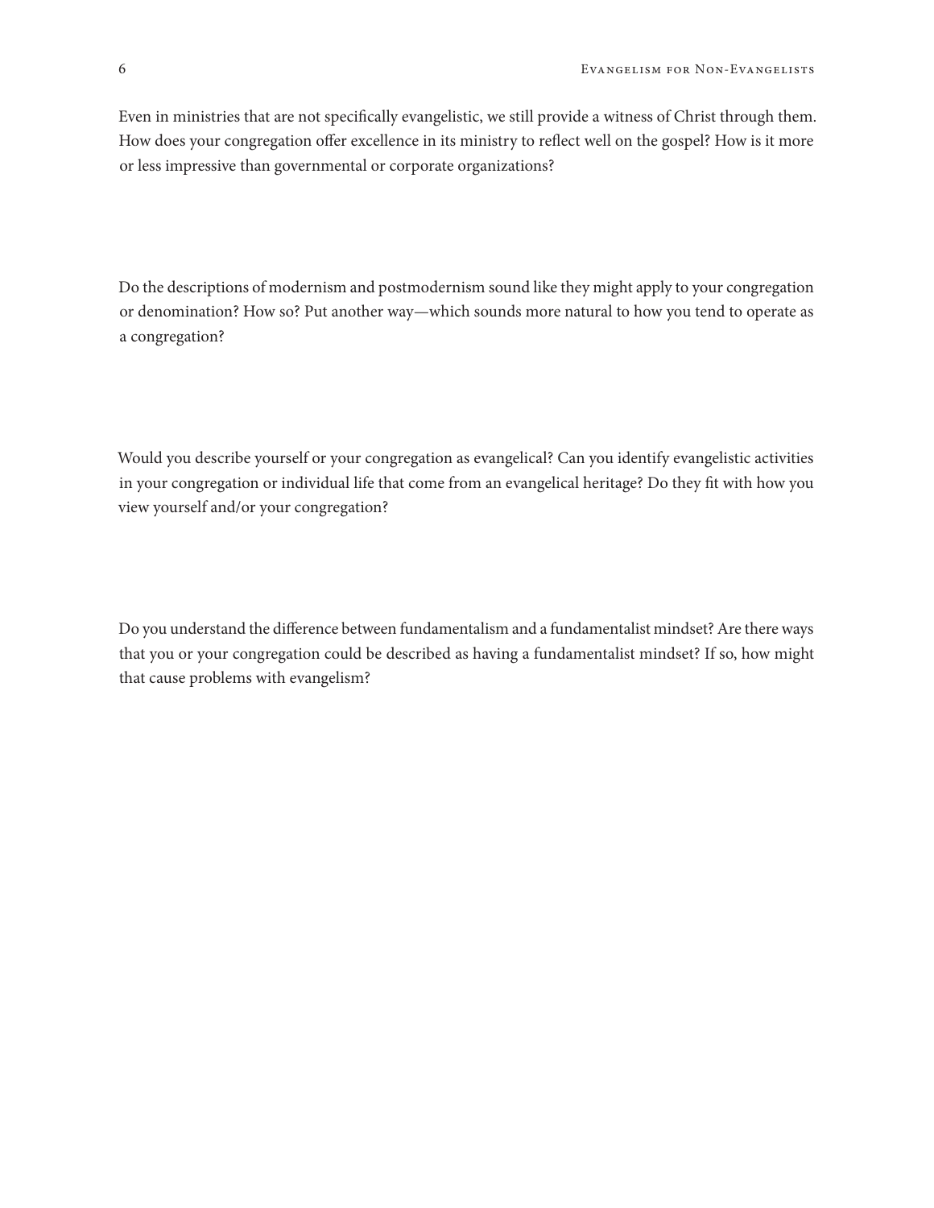Even in ministries that are not specifically evangelistic, we still provide a witness of Christ through them. How does your congregation offer excellence in its ministry to reflect well on the gospel? How is it more or less impressive than governmental or corporate organizations?

Do the descriptions of modernism and postmodernism sound like they might apply to your congregation or denomination? How so? Put another way—which sounds more natural to how you tend to operate as a congregation?

Would you describe yourself or your congregation as evangelical? Can you identify evangelistic activities in your congregation or individual life that come from an evangelical heritage? Do they fit with how you view yourself and/or your congregation?

Do you understand the difference between fundamentalism and a fundamentalist mindset? Are there ways that you or your congregation could be described as having a fundamentalist mindset? If so, how might that cause problems with evangelism?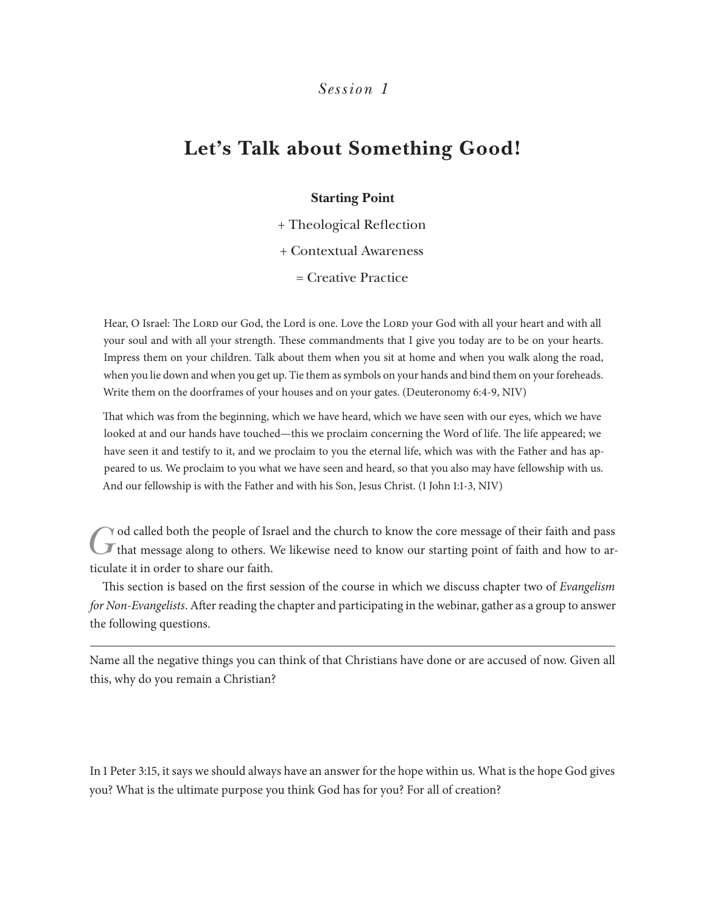*Session 1*

# Let's Talk about Something Good!

**Starting Point**

+ Theological Reflection

+ Contextual Awareness

= Creative Practice

> Hear, O Israel: The Lord our God, the Lord is one. Love the Lord your God with all your heart and with all your soul and with all your strength. These commandments that I give you today are to be on your hearts. Impress them on your children. Talk about them when you sit at home and when you walk along the road, when you lie down and when you get up. Tie them as symbols on your hands and bind them on your foreheads. Write them on the doorframes of your houses and on your gates. (Deuteronomy 6:4-9, NIV)

> That which was from the beginning, which we have heard, which we have seen with our eyes, which we have looked at and our hands have touched—this we proclaim concerning the Word of life. The life appeared; we have seen it and testify to it, and we proclaim to you the eternal life, which was with the Father and has appeared to us. We proclaim to you what we have seen and heard, so that you also may have fellowship with us. And our fellowship is with the Father and with his Son, Jesus Christ. (1 John 1:1-3, NIV)

God called both the people of Israel and the church to know the core message of their faith and pass that message along to others. We likewise need to know our starting point of faith and how to articulate it in order to share our faith.

This section is based on the first session of the course in which we discuss chapter two of *Evangelism for Non-Evangelists*. After reading the chapter and participating in the webinar, gather as a group to answer the following questions.

---

Name all the negative things you can think of that Christians have done or are accused of now. Given all this, why do you remain a Christian?

In 1 Peter 3:15, it says we should always have an answer for the hope within us. What is the hope God gives you? What is the ultimate purpose you think God has for you? For all of creation?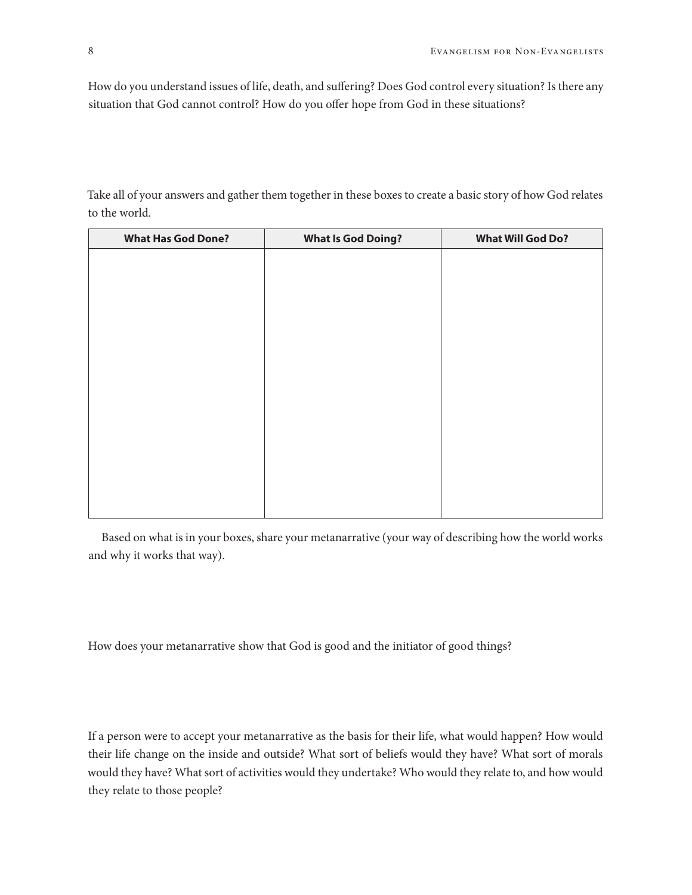How do you understand issues of life, death, and suffering? Does God control every situation? Is there any situation that God cannot control? How do you offer hope from God in these situations?

Take all of your answers and gather them together in these boxes to create a basic story of how God relates to the world.

| What Has God Done? | What Is God Doing? | What Will God Do? |
| --- | --- | --- |
| | | |

Based on what is in your boxes, share your metanarrative (your way of describing how the world works and why it works that way).

How does your metanarrative show that God is good and the initiator of good things?

If a person were to accept your metanarrative as the basis for their life, what would happen? How would their life change on the inside and outside? What sort of beliefs would they have? What sort of morals would they have? What sort of activities would they undertake? Who would they relate to, and how would they relate to those people?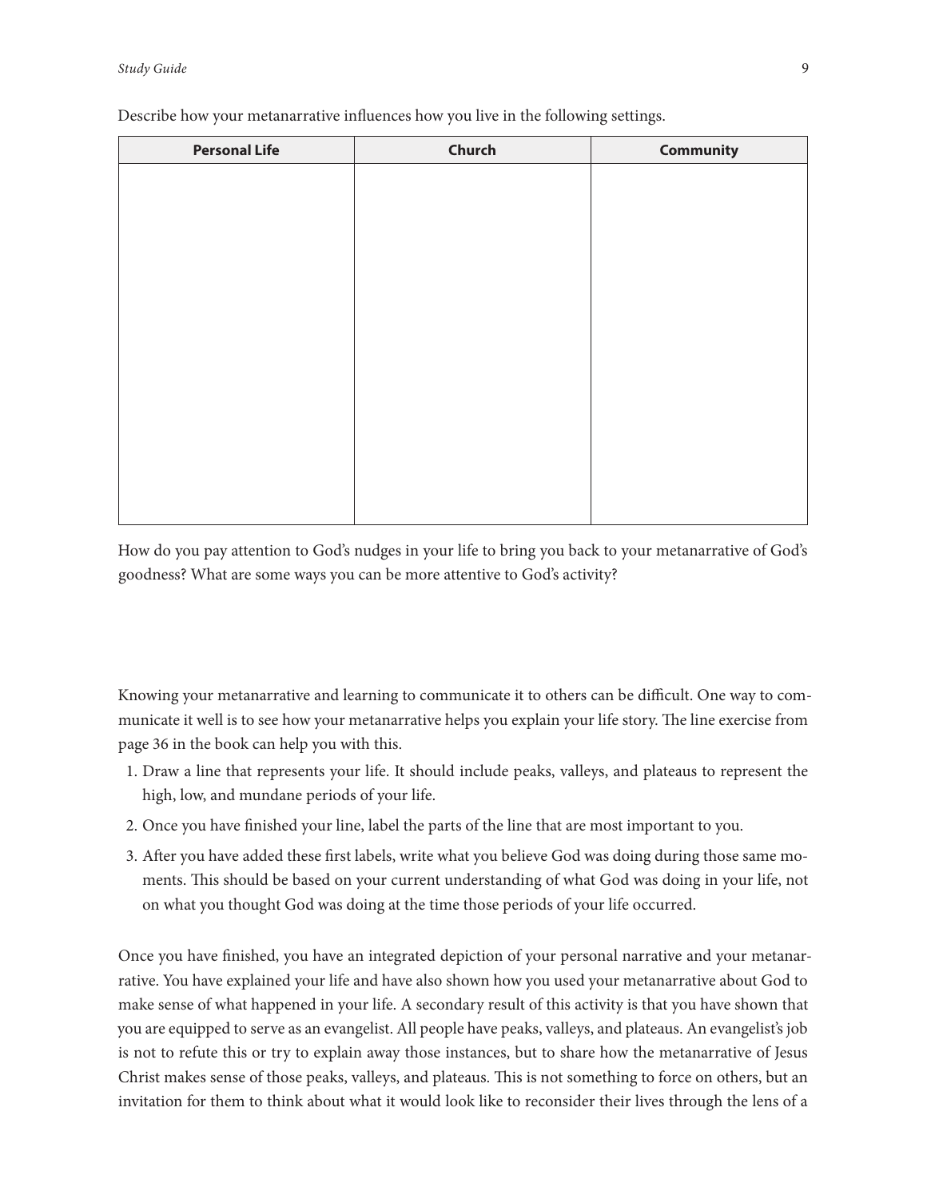Describe how your metanarrative influences how you live in the following settings.

| Personal Life | Church | Community |
| --- | --- | --- |
| | | |

How do you pay attention to God's nudges in your life to bring you back to your metanarrative of God's goodness? What are some ways you can be more attentive to God's activity?

Knowing your metanarrative and learning to communicate it to others can be difficult. One way to communicate it well is to see how your metanarrative helps you explain your life story. The line exercise from page 36 in the book can help you with this.

1. Draw a line that represents your life. It should include peaks, valleys, and plateaus to represent the high, low, and mundane periods of your life.
2. Once you have finished your line, label the parts of the line that are most important to you.
3. After you have added these first labels, write what you believe God was doing during those same moments. This should be based on your current understanding of what God was doing in your life, not on what you thought God was doing at the time those periods of your life occurred.

Once you have finished, you have an integrated depiction of your personal narrative and your metanarrative. You have explained your life and have also shown how you used your metanarrative about God to make sense of what happened in your life. A secondary result of this activity is that you have shown that you are equipped to serve as an evangelist. All people have peaks, valleys, and plateaus. An evangelist's job is not to refute this or try to explain away those instances, but to share how the metanarrative of Jesus Christ makes sense of those peaks, valleys, and plateaus. This is not something to force on others, but an invitation for them to think about what it would look like to reconsider their lives through the lens of a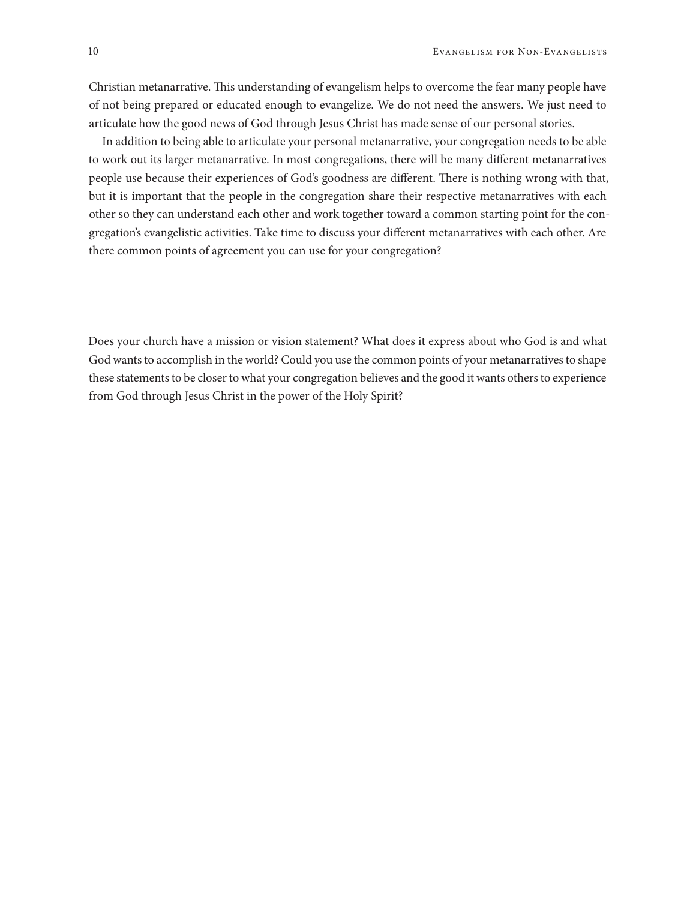Christian metanarrative. This understanding of evangelism helps to overcome the fear many people have of not being prepared or educated enough to evangelize. We do not need the answers. We just need to articulate how the good news of God through Jesus Christ has made sense of our personal stories.

In addition to being able to articulate your personal metanarrative, your congregation needs to be able to work out its larger metanarrative. In most congregations, there will be many different metanarratives people use because their experiences of God's goodness are different. There is nothing wrong with that, but it is important that the people in the congregation share their respective metanarratives with each other so they can understand each other and work together toward a common starting point for the congregation's evangelistic activities. Take time to discuss your different metanarratives with each other. Are there common points of agreement you can use for your congregation?

Does your church have a mission or vision statement? What does it express about who God is and what God wants to accomplish in the world? Could you use the common points of your metanarratives to shape these statements to be closer to what your congregation believes and the good it wants others to experience from God through Jesus Christ in the power of the Holy Spirit?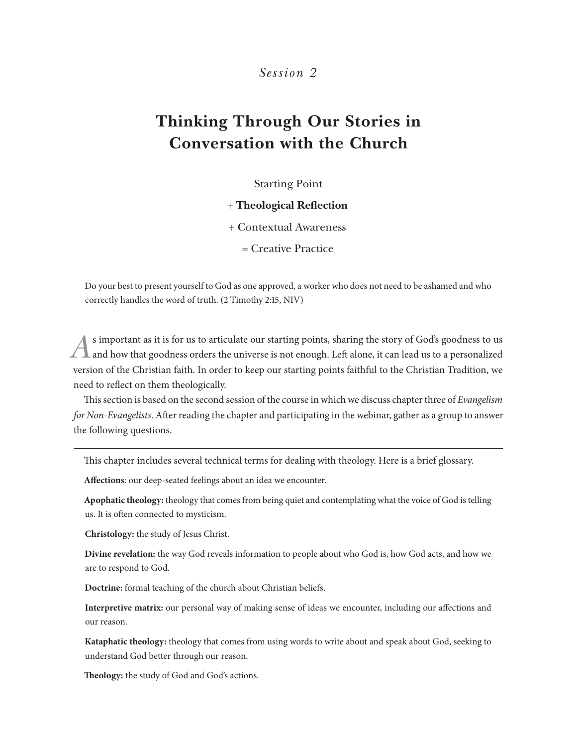*Session 2*

# Thinking Through Our Stories in Conversation with the Church

Starting Point

+ **Theological Reflection**

+ Contextual Awareness

= Creative Practice

Do your best to present yourself to God as one approved, a worker who does not need to be ashamed and who correctly handles the word of truth. (2 Timothy 2:15, NIV)

As important as it is for us to articulate our starting points, sharing the story of God's goodness to us and how that goodness orders the universe is not enough. Left alone, it can lead us to a personalized version of the Christian faith. In order to keep our starting points faithful to the Christian Tradition, we need to reflect on them theologically.

This section is based on the second session of the course in which we discuss chapter three of *Evangelism for Non-Evangelists*. After reading the chapter and participating in the webinar, gather as a group to answer the following questions.

---

This chapter includes several technical terms for dealing with theology. Here is a brief glossary.

**Affections**: our deep-seated feelings about an idea we encounter.

**Apophatic theology:** theology that comes from being quiet and contemplating what the voice of God is telling us. It is often connected to mysticism.

**Christology:** the study of Jesus Christ.

**Divine revelation:** the way God reveals information to people about who God is, how God acts, and how we are to respond to God.

**Doctrine:** formal teaching of the church about Christian beliefs.

**Interpretive matrix:** our personal way of making sense of ideas we encounter, including our affections and our reason.

**Kataphatic theology:** theology that comes from using words to write about and speak about God, seeking to understand God better through our reason.

**Theology:** the study of God and God's actions.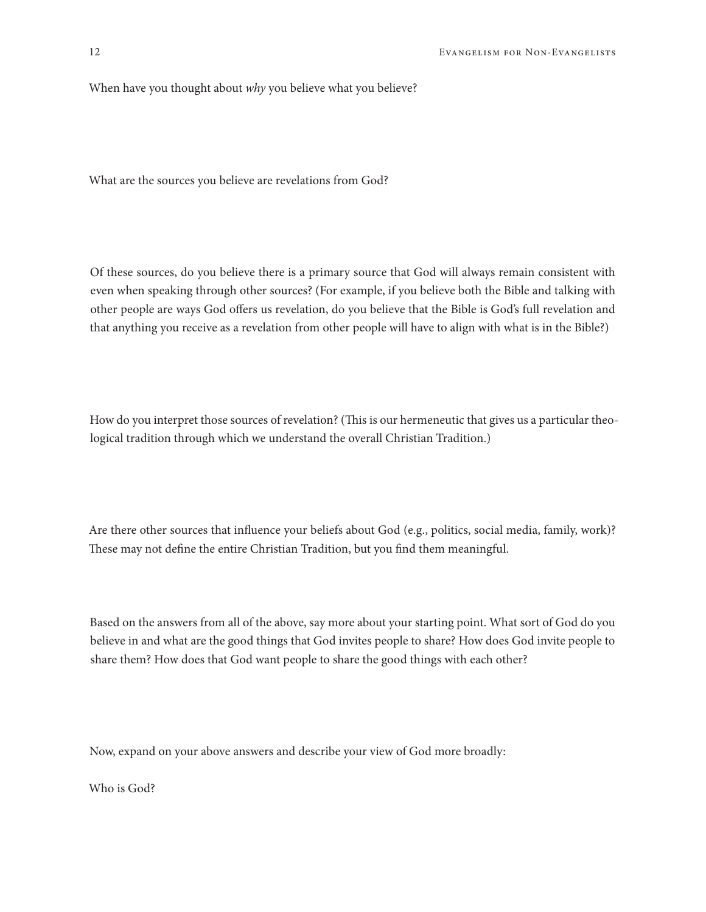When have you thought about *why* you believe what you believe?

What are the sources you believe are revelations from God?

Of these sources, do you believe there is a primary source that God will always remain consistent with even when speaking through other sources? (For example, if you believe both the Bible and talking with other people are ways God offers us revelation, do you believe that the Bible is God's full revelation and that anything you receive as a revelation from other people will have to align with what is in the Bible?)

How do you interpret those sources of revelation? (This is our hermeneutic that gives us a particular theological tradition through which we understand the overall Christian Tradition.)

Are there other sources that influence your beliefs about God (e.g., politics, social media, family, work)? These may not define the entire Christian Tradition, but you find them meaningful.

Based on the answers from all of the above, say more about your starting point. What sort of God do you believe in and what are the good things that God invites people to share? How does God invite people to share them? How does that God want people to share the good things with each other?

Now, expand on your above answers and describe your view of God more broadly:

Who is God?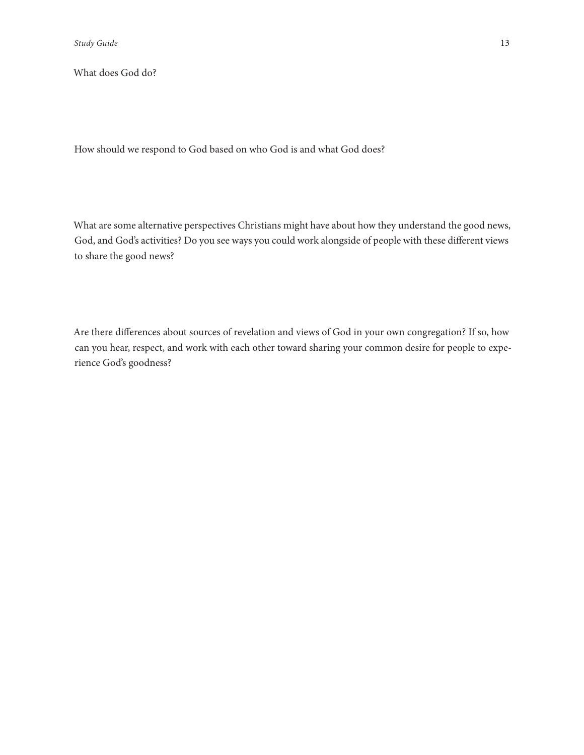What does God do?

How should we respond to God based on who God is and what God does?

What are some alternative perspectives Christians might have about how they understand the good news, God, and God's activities? Do you see ways you could work alongside of people with these different views to share the good news?

Are there differences about sources of revelation and views of God in your own congregation? If so, how can you hear, respect, and work with each other toward sharing your common desire for people to experience God's goodness?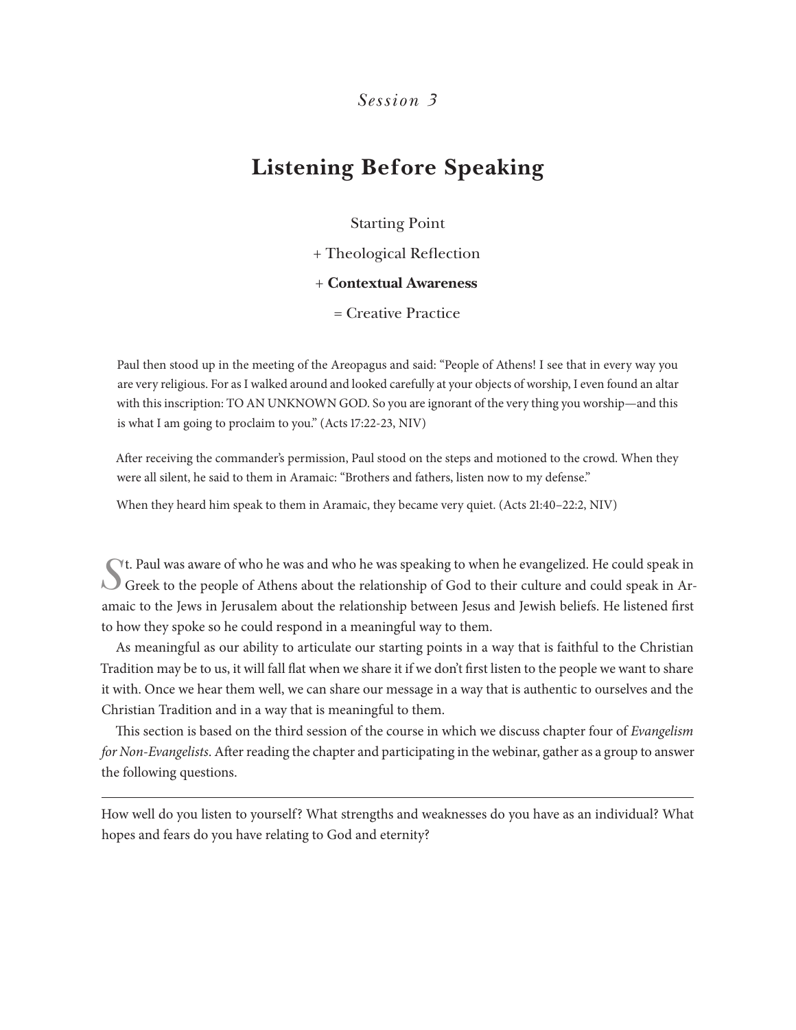*Session 3*

# Listening Before Speaking

Starting Point

\+ Theological Reflection

\+ **Contextual Awareness**

= Creative Practice

> Paul then stood up in the meeting of the Areopagus and said: "People of Athens! I see that in every way you are very religious. For as I walked around and looked carefully at your objects of worship, I even found an altar with this inscription: TO AN UNKNOWN GOD. So you are ignorant of the very thing you worship—and this is what I am going to proclaim to you." (Acts 17:22-23, NIV)

> After receiving the commander's permission, Paul stood on the steps and motioned to the crowd. When they were all silent, he said to them in Aramaic: "Brothers and fathers, listen now to my defense."
>
> When they heard him speak to them in Aramaic, they became very quiet. (Acts 21:40–22:2, NIV)

St. Paul was aware of who he was and who he was speaking to when he evangelized. He could speak in Greek to the people of Athens about the relationship of God to their culture and could speak in Aramaic to the Jews in Jerusalem about the relationship between Jesus and Jewish beliefs. He listened first to how they spoke so he could respond in a meaningful way to them.

As meaningful as our ability to articulate our starting points in a way that is faithful to the Christian Tradition may be to us, it will fall flat when we share it if we don't first listen to the people we want to share it with. Once we hear them well, we can share our message in a way that is authentic to ourselves and the Christian Tradition and in a way that is meaningful to them.

This section is based on the third session of the course in which we discuss chapter four of *Evangelism for Non-Evangelists*. After reading the chapter and participating in the webinar, gather as a group to answer the following questions.

---

How well do you listen to yourself? What strengths and weaknesses do you have as an individual? What hopes and fears do you have relating to God and eternity?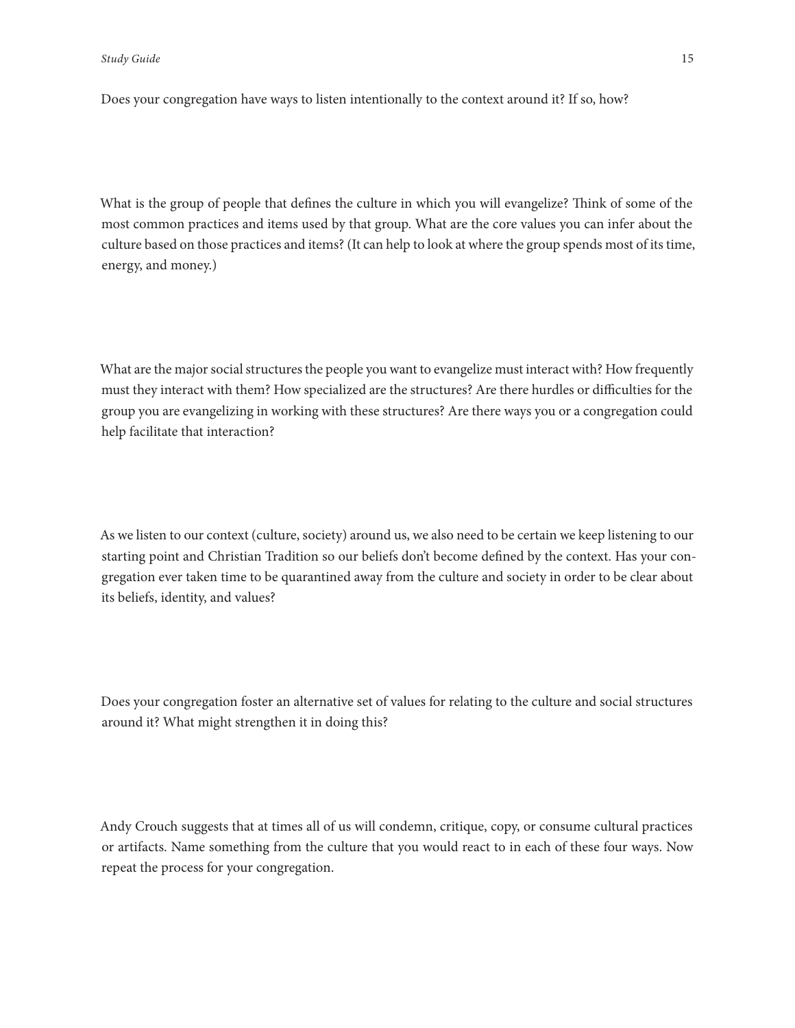Does your congregation have ways to listen intentionally to the context around it? If so, how?

What is the group of people that defines the culture in which you will evangelize? Think of some of the most common practices and items used by that group. What are the core values you can infer about the culture based on those practices and items? (It can help to look at where the group spends most of its time, energy, and money.)

What are the major social structures the people you want to evangelize must interact with? How frequently must they interact with them? How specialized are the structures? Are there hurdles or difficulties for the group you are evangelizing in working with these structures? Are there ways you or a congregation could help facilitate that interaction?

As we listen to our context (culture, society) around us, we also need to be certain we keep listening to our starting point and Christian Tradition so our beliefs don't become defined by the context. Has your congregation ever taken time to be quarantined away from the culture and society in order to be clear about its beliefs, identity, and values?

Does your congregation foster an alternative set of values for relating to the culture and social structures around it? What might strengthen it in doing this?

Andy Crouch suggests that at times all of us will condemn, critique, copy, or consume cultural practices or artifacts. Name something from the culture that you would react to in each of these four ways. Now repeat the process for your congregation.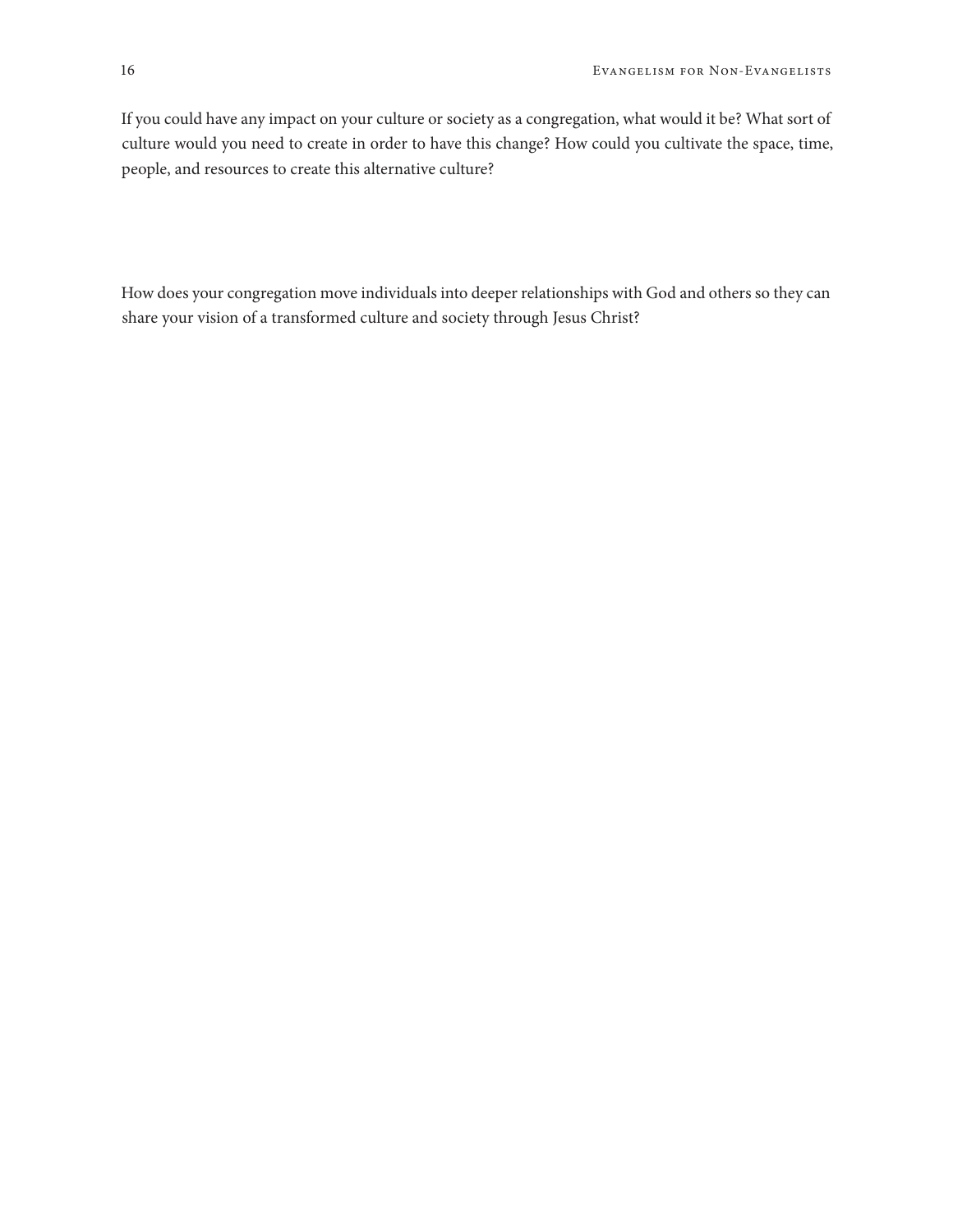If you could have any impact on your culture or society as a congregation, what would it be? What sort of culture would you need to create in order to have this change? How could you cultivate the space, time, people, and resources to create this alternative culture?

How does your congregation move individuals into deeper relationships with God and others so they can share your vision of a transformed culture and society through Jesus Christ?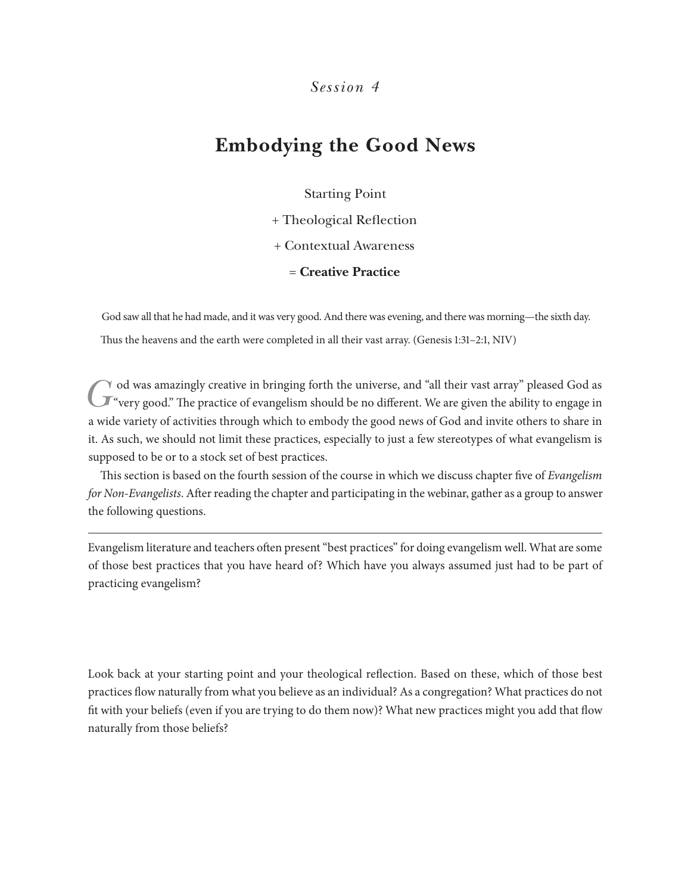*Session 4*

# Embodying the Good News

Starting Point

+ Theological Reflection

+ Contextual Awareness

= **Creative Practice**

God saw all that he had made, and it was very good. And there was evening, and there was morning—the sixth day. Thus the heavens and the earth were completed in all their vast array. (Genesis 1:31–2:1, NIV)

God was amazingly creative in bringing forth the universe, and "all their vast array" pleased God as "very good." The practice of evangelism should be no different. We are given the ability to engage in a wide variety of activities through which to embody the good news of God and invite others to share in it. As such, we should not limit these practices, especially to just a few stereotypes of what evangelism is supposed to be or to a stock set of best practices.

This section is based on the fourth session of the course in which we discuss chapter five of *Evangelism for Non-Evangelists*. After reading the chapter and participating in the webinar, gather as a group to answer the following questions.

---

Evangelism literature and teachers often present "best practices" for doing evangelism well. What are some of those best practices that you have heard of? Which have you always assumed just had to be part of practicing evangelism?

Look back at your starting point and your theological reflection. Based on these, which of those best practices flow naturally from what you believe as an individual? As a congregation? What practices do not fit with your beliefs (even if you are trying to do them now)? What new practices might you add that flow naturally from those beliefs?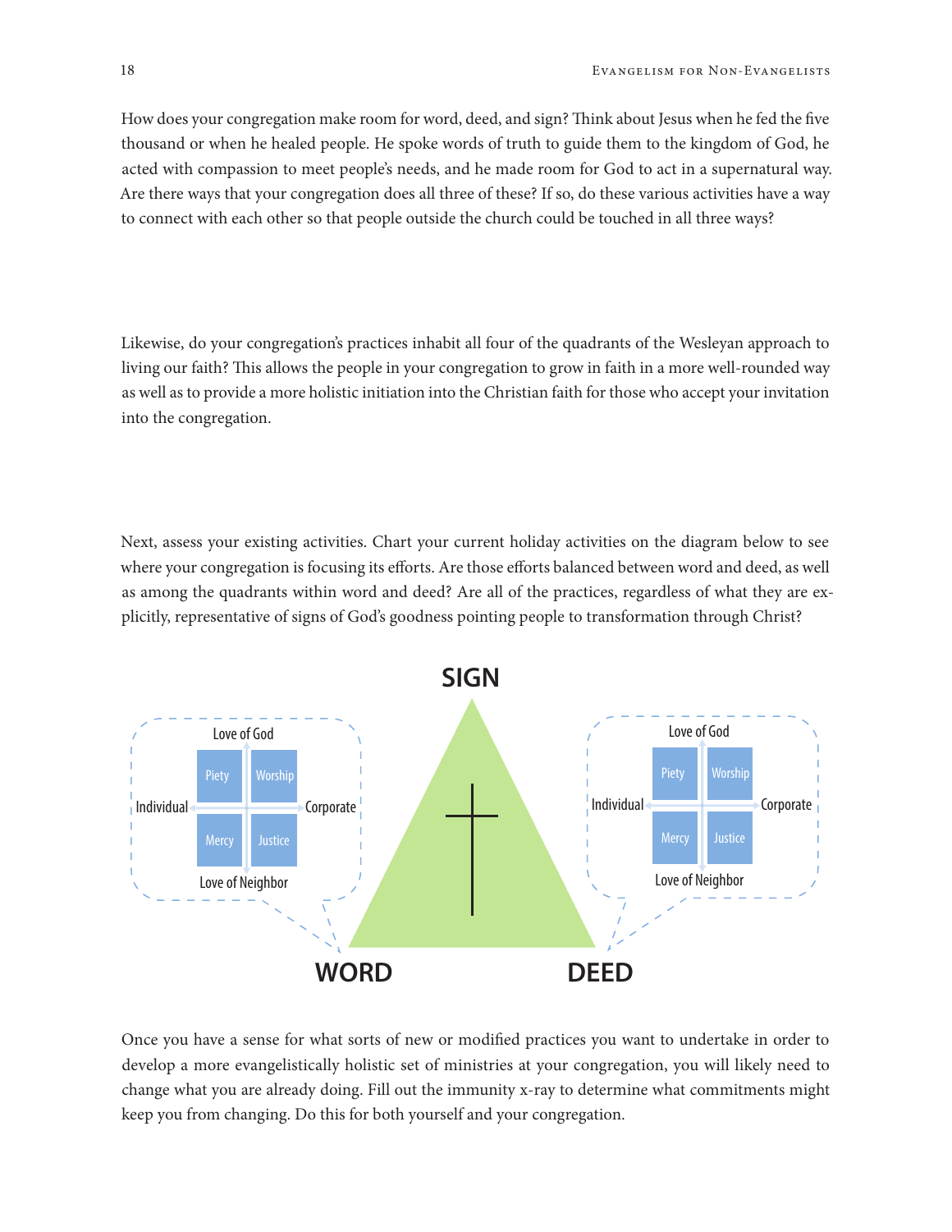How does your congregation make room for word, deed, and sign? Think about Jesus when he fed the five thousand or when he healed people. He spoke words of truth to guide them to the kingdom of God, he acted with compassion to meet people's needs, and he made room for God to act in a supernatural way. Are there ways that your congregation does all three of these? If so, do these various activities have a way to connect with each other so that people outside the church could be touched in all three ways?

Likewise, do your congregation's practices inhabit all four of the quadrants of the Wesleyan approach to living our faith? This allows the people in your congregation to grow in faith in a more well-rounded way as well as to provide a more holistic initiation into the Christian faith for those who accept your invitation into the congregation.

Next, assess your existing activities. Chart your current holiday activities on the diagram below to see where your congregation is focusing its efforts. Are those efforts balanced between word and deed, as well as among the quadrants within word and deed? Are all of the practices, regardless of what they are explicitly, representative of signs of God's goodness pointing people to transformation through Christ?

**SIGN**

| WORD | | | DEED | | |
|---|---|---|---|---|---|
| | Love of God | | | Love of God | |
| Individual | Piety / Worship | Corporate | Individual | Piety / Worship | Corporate |
| | Mercy / Justice | | | Mercy / Justice | |
| | Love of Neighbor | | | Love of Neighbor | |

Once you have a sense for what sorts of new or modified practices you want to undertake in order to develop a more evangelistically holistic set of ministries at your congregation, you will likely need to change what you are already doing. Fill out the immunity x-ray to determine what commitments might keep you from changing. Do this for both yourself and your congregation.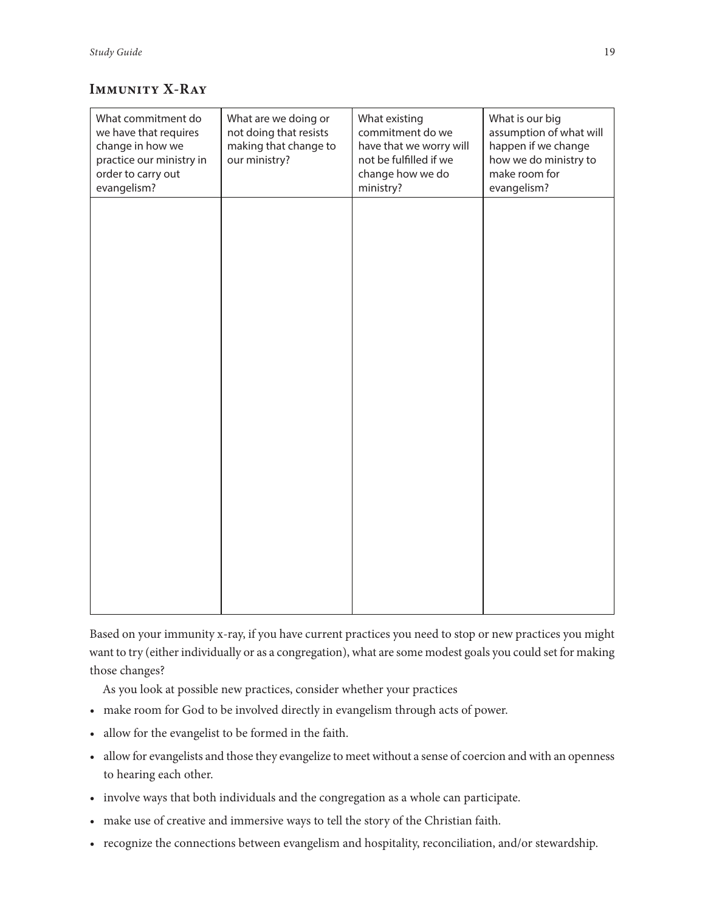## Immunity X-Ray

| What commitment do we have that requires change in how we practice our ministry in order to carry out evangelism? | What are we doing or not doing that resists making that change to our ministry? | What existing commitment do we have that we worry will not be fulfilled if we change how we do ministry? | What is our big assumption of what will happen if we change how we do ministry to make room for evangelism? |
|---|---|---|---|
| | | | |

Based on your immunity x-ray, if you have current practices you need to stop or new practices you might want to try (either individually or as a congregation), what are some modest goals you could set for making those changes?

As you look at possible new practices, consider whether your practices

- make room for God to be involved directly in evangelism through acts of power.
- allow for the evangelist to be formed in the faith.
- allow for evangelists and those they evangelize to meet without a sense of coercion and with an openness to hearing each other.
- involve ways that both individuals and the congregation as a whole can participate.
- make use of creative and immersive ways to tell the story of the Christian faith.
- recognize the connections between evangelism and hospitality, reconciliation, and/or stewardship.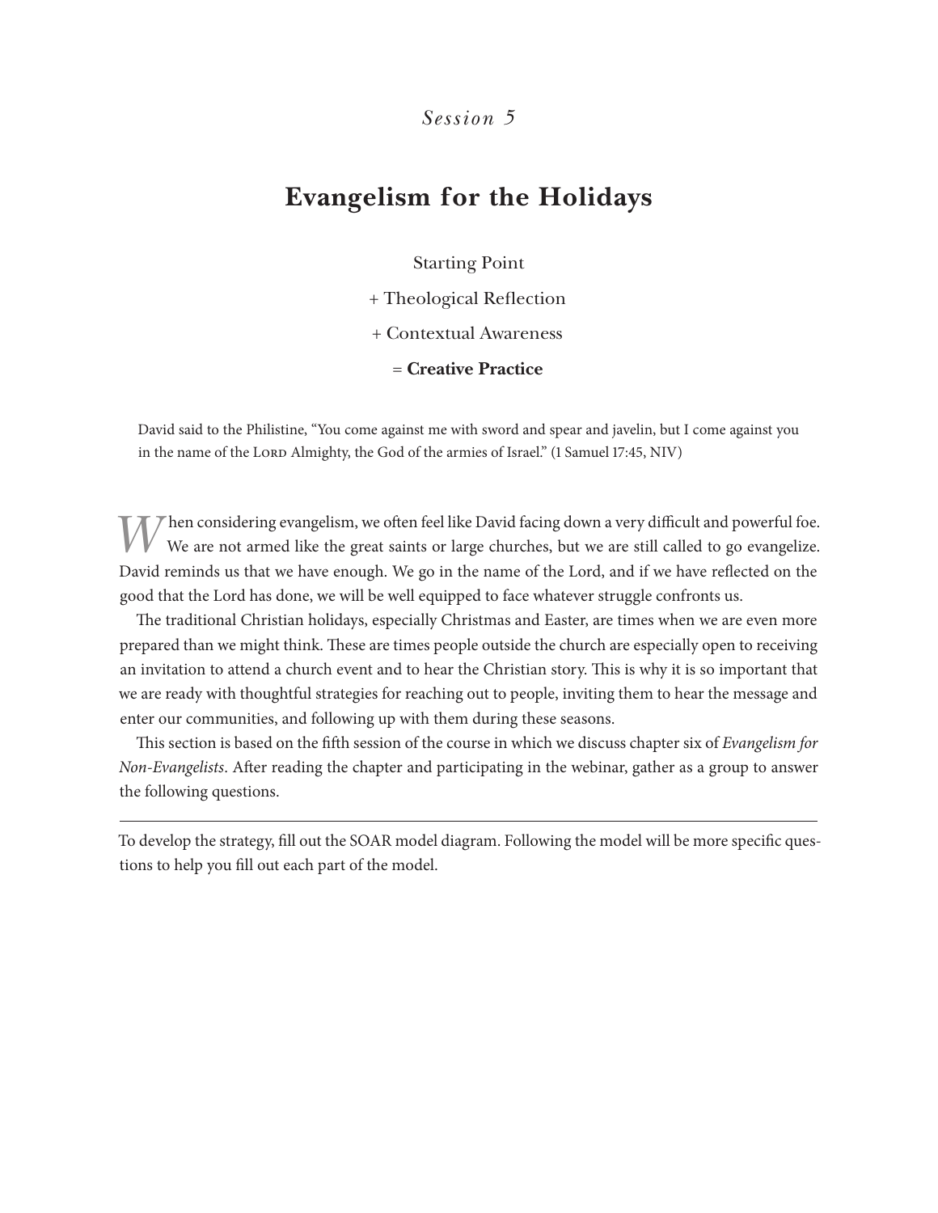*Session 5*

# Evangelism for the Holidays

Starting Point

+ Theological Reflection

+ Contextual Awareness

= **Creative Practice**

> David said to the Philistine, "You come against me with sword and spear and javelin, but I come against you in the name of the Lord Almighty, the God of the armies of Israel." (1 Samuel 17:45, NIV)

When considering evangelism, we often feel like David facing down a very difficult and powerful foe. We are not armed like the great saints or large churches, but we are still called to go evangelize. David reminds us that we have enough. We go in the name of the Lord, and if we have reflected on the good that the Lord has done, we will be well equipped to face whatever struggle confronts us.

The traditional Christian holidays, especially Christmas and Easter, are times when we are even more prepared than we might think. These are times people outside the church are especially open to receiving an invitation to attend a church event and to hear the Christian story. This is why it is so important that we are ready with thoughtful strategies for reaching out to people, inviting them to hear the message and enter our communities, and following up with them during these seasons.

This section is based on the fifth session of the course in which we discuss chapter six of *Evangelism for Non-Evangelists*. After reading the chapter and participating in the webinar, gather as a group to answer the following questions.

---

To develop the strategy, fill out the SOAR model diagram. Following the model will be more specific questions to help you fill out each part of the model.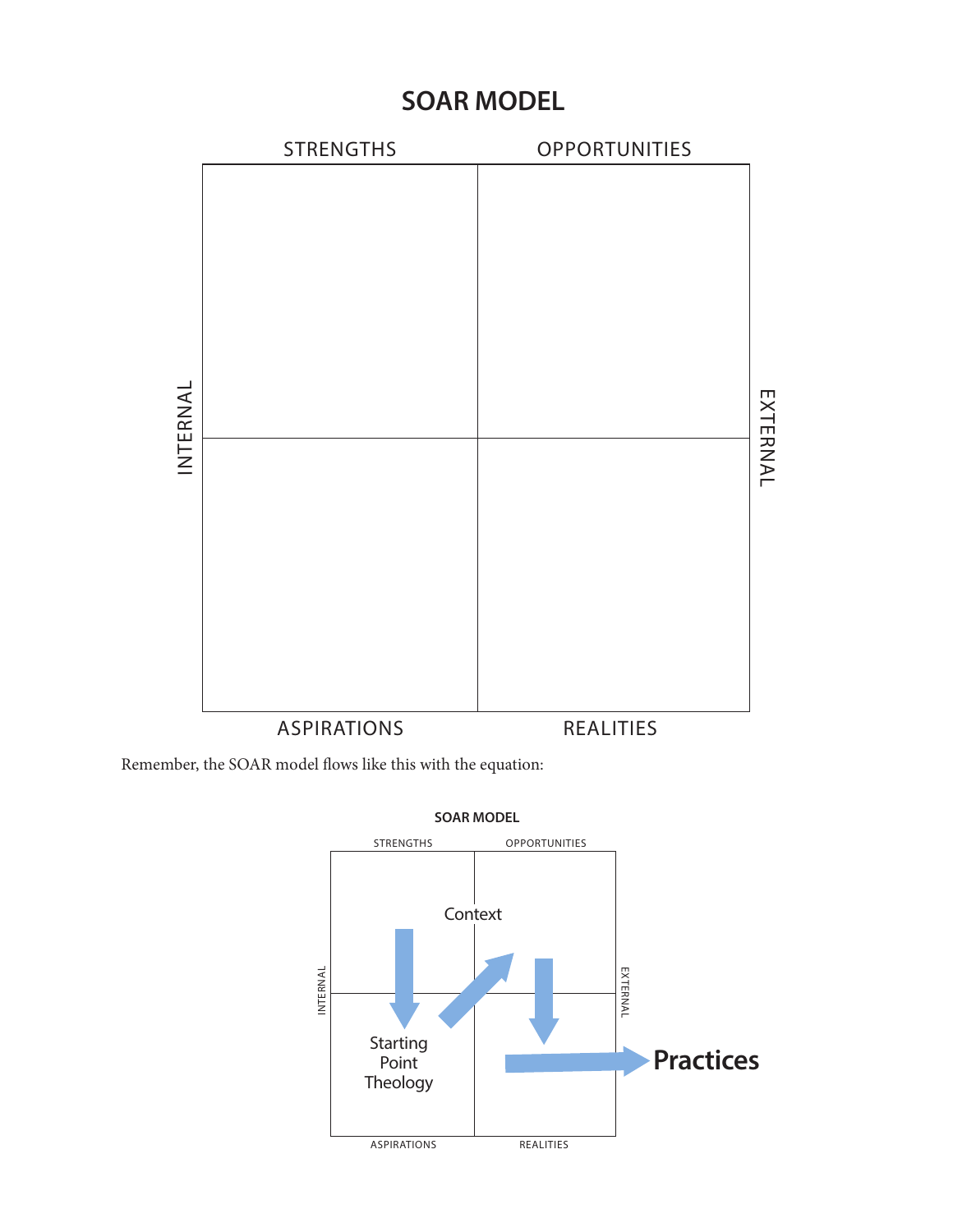# SOAR MODEL

| | STRENGTHS | OPPORTUNITIES | |
|---|---|---|---|
| INTERNAL | | | EXTERNAL |
| | | | |
| | ASPIRATIONS | REALITIES | |

Remember, the SOAR model flows like this with the equation:

**SOAR MODEL**

STRENGTHS — OPPORTUNITIES

INTERNAL — EXTERNAL

Context

Starting Point Theology

**Practices**

ASPIRATIONS — REALITIES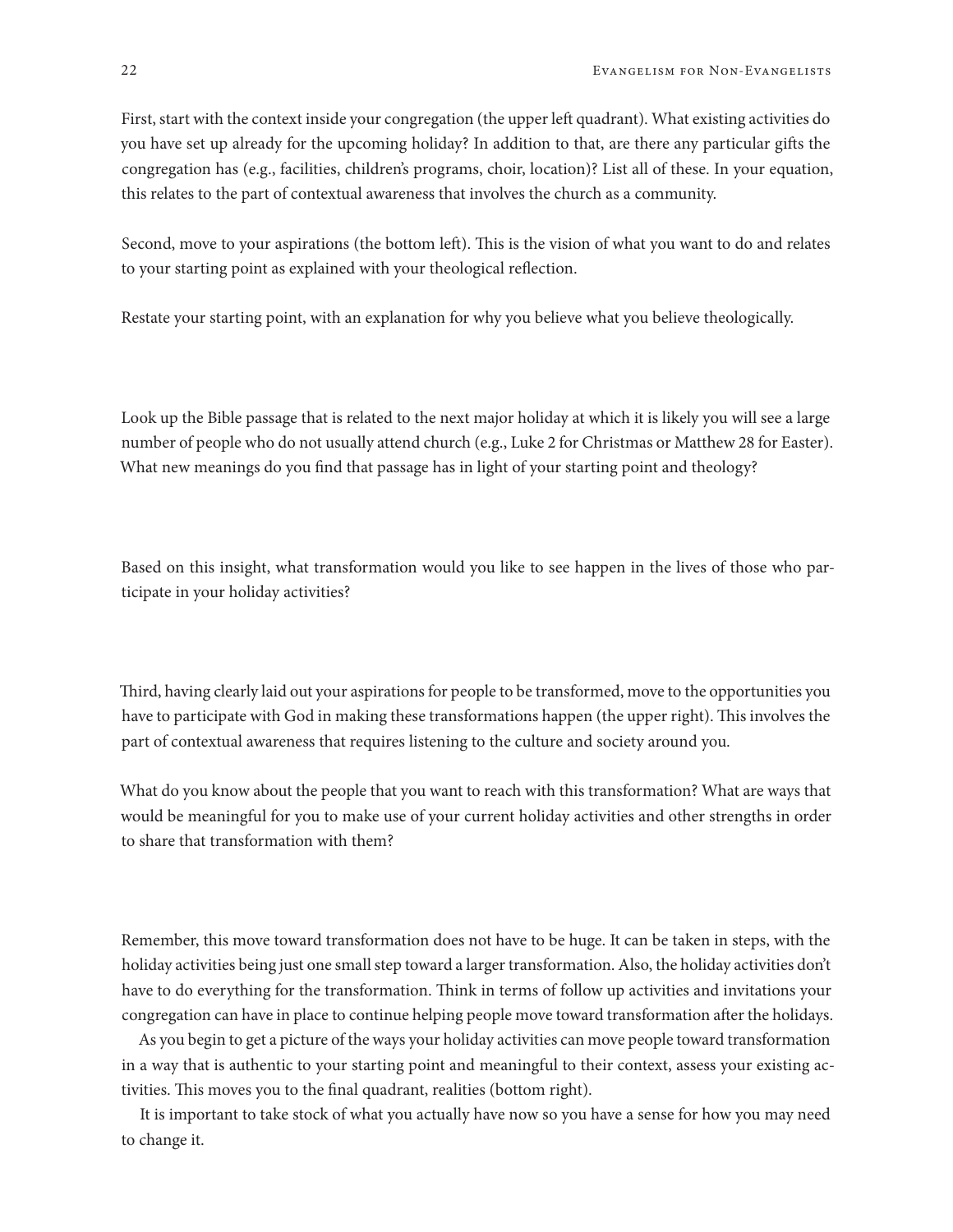First, start with the context inside your congregation (the upper left quadrant). What existing activities do you have set up already for the upcoming holiday? In addition to that, are there any particular gifts the congregation has (e.g., facilities, children's programs, choir, location)? List all of these. In your equation, this relates to the part of contextual awareness that involves the church as a community.

Second, move to your aspirations (the bottom left). This is the vision of what you want to do and relates to your starting point as explained with your theological reflection.

Restate your starting point, with an explanation for why you believe what you believe theologically.

Look up the Bible passage that is related to the next major holiday at which it is likely you will see a large number of people who do not usually attend church (e.g., Luke 2 for Christmas or Matthew 28 for Easter). What new meanings do you find that passage has in light of your starting point and theology?

Based on this insight, what transformation would you like to see happen in the lives of those who participate in your holiday activities?

Third, having clearly laid out your aspirations for people to be transformed, move to the opportunities you have to participate with God in making these transformations happen (the upper right). This involves the part of contextual awareness that requires listening to the culture and society around you.

What do you know about the people that you want to reach with this transformation? What are ways that would be meaningful for you to make use of your current holiday activities and other strengths in order to share that transformation with them?

Remember, this move toward transformation does not have to be huge. It can be taken in steps, with the holiday activities being just one small step toward a larger transformation. Also, the holiday activities don't have to do everything for the transformation. Think in terms of follow up activities and invitations your congregation can have in place to continue helping people move toward transformation after the holidays.

As you begin to get a picture of the ways your holiday activities can move people toward transformation in a way that is authentic to your starting point and meaningful to their context, assess your existing activities. This moves you to the final quadrant, realities (bottom right).

It is important to take stock of what you actually have now so you have a sense for how you may need to change it.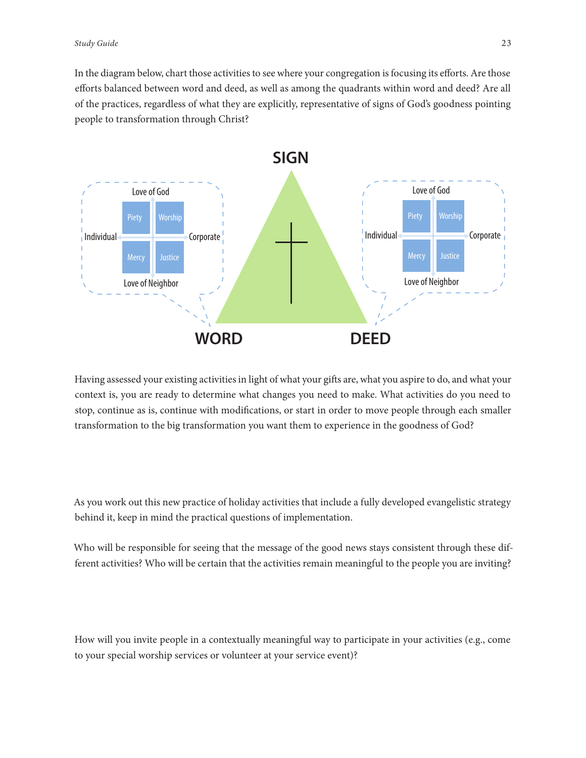In the diagram below, chart those activities to see where your congregation is focusing its efforts. Are those efforts balanced between word and deed, as well as among the quadrants within word and deed? Are all of the practices, regardless of what they are explicitly, representative of signs of God's goodness pointing people to transformation through Christ?

**SIGN**

| WORD | Individual | Corporate |
| --- | --- | --- |
| Love of God | Piety | Worship |
| Love of Neighbor | Mercy | Justice |

| DEED | Individual | Corporate |
| --- | --- | --- |
| Love of God | Piety | Worship |
| Love of Neighbor | Mercy | Justice |

Having assessed your existing activities in light of what your gifts are, what you aspire to do, and what your context is, you are ready to determine what changes you need to make. What activities do you need to stop, continue as is, continue with modifications, or start in order to move people through each smaller transformation to the big transformation you want them to experience in the goodness of God?

As you work out this new practice of holiday activities that include a fully developed evangelistic strategy behind it, keep in mind the practical questions of implementation.

Who will be responsible for seeing that the message of the good news stays consistent through these different activities? Who will be certain that the activities remain meaningful to the people you are inviting?

How will you invite people in a contextually meaningful way to participate in your activities (e.g., come to your special worship services or volunteer at your service event)?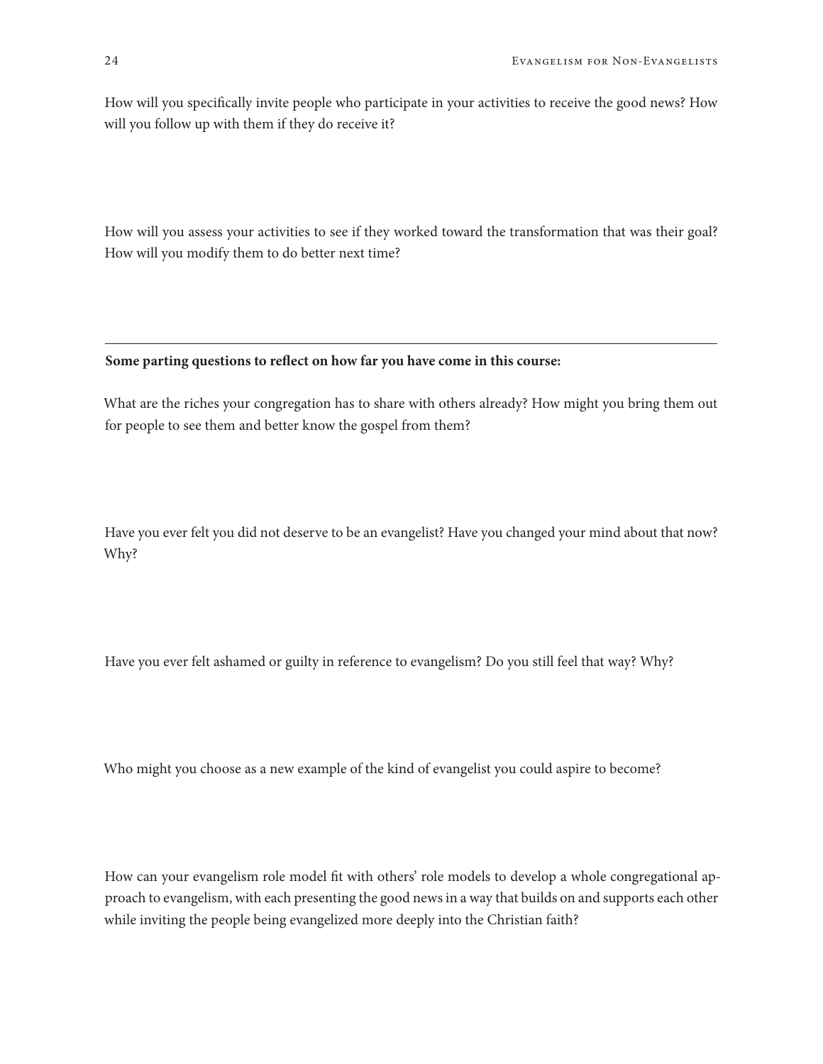How will you specifically invite people who participate in your activities to receive the good news? How will you follow up with them if they do receive it?

How will you assess your activities to see if they worked toward the transformation that was their goal? How will you modify them to do better next time?

---

**Some parting questions to reflect on how far you have come in this course:**

What are the riches your congregation has to share with others already? How might you bring them out for people to see them and better know the gospel from them?

Have you ever felt you did not deserve to be an evangelist? Have you changed your mind about that now? Why?

Have you ever felt ashamed or guilty in reference to evangelism? Do you still feel that way? Why?

Who might you choose as a new example of the kind of evangelist you could aspire to become?

How can your evangelism role model fit with others' role models to develop a whole congregational approach to evangelism, with each presenting the good news in a way that builds on and supports each other while inviting the people being evangelized more deeply into the Christian faith?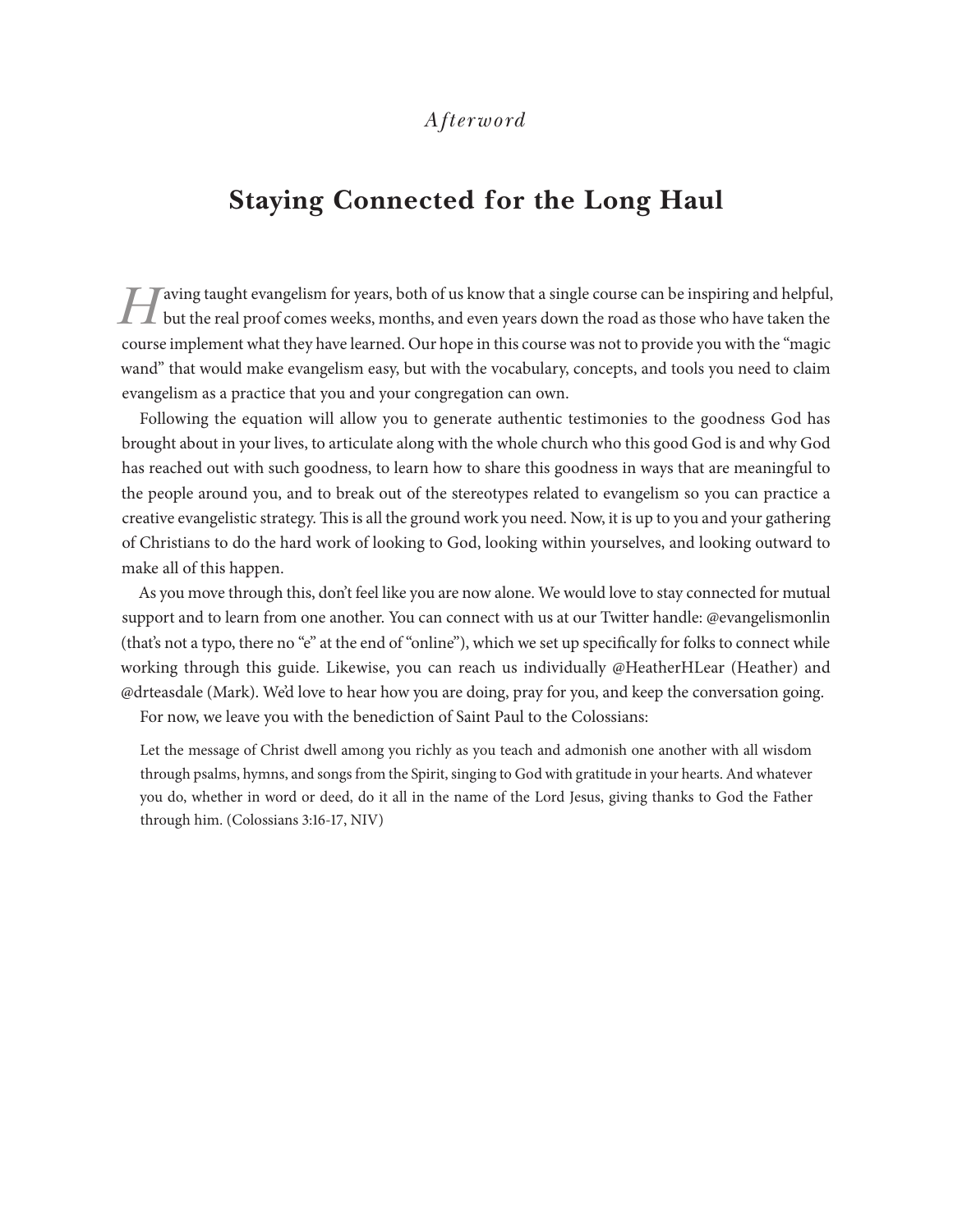*Afterword*

# Staying Connected for the Long Haul

Having taught evangelism for years, both of us know that a single course can be inspiring and helpful, but the real proof comes weeks, months, and even years down the road as those who have taken the course implement what they have learned. Our hope in this course was not to provide you with the "magic wand" that would make evangelism easy, but with the vocabulary, concepts, and tools you need to claim evangelism as a practice that you and your congregation can own.

Following the equation will allow you to generate authentic testimonies to the goodness God has brought about in your lives, to articulate along with the whole church who this good God is and why God has reached out with such goodness, to learn how to share this goodness in ways that are meaningful to the people around you, and to break out of the stereotypes related to evangelism so you can practice a creative evangelistic strategy. This is all the ground work you need. Now, it is up to you and your gathering of Christians to do the hard work of looking to God, looking within yourselves, and looking outward to make all of this happen.

As you move through this, don't feel like you are now alone. We would love to stay connected for mutual support and to learn from one another. You can connect with us at our Twitter handle: @evangelismonlin (that's not a typo, there no "e" at the end of "online"), which we set up specifically for folks to connect while working through this guide. Likewise, you can reach us individually @HeatherHLear (Heather) and @drteasdale (Mark). We'd love to hear how you are doing, pray for you, and keep the conversation going.

For now, we leave you with the benediction of Saint Paul to the Colossians:

> Let the message of Christ dwell among you richly as you teach and admonish one another with all wisdom through psalms, hymns, and songs from the Spirit, singing to God with gratitude in your hearts. And whatever you do, whether in word or deed, do it all in the name of the Lord Jesus, giving thanks to God the Father through him. (Colossians 3:16-17, NIV)